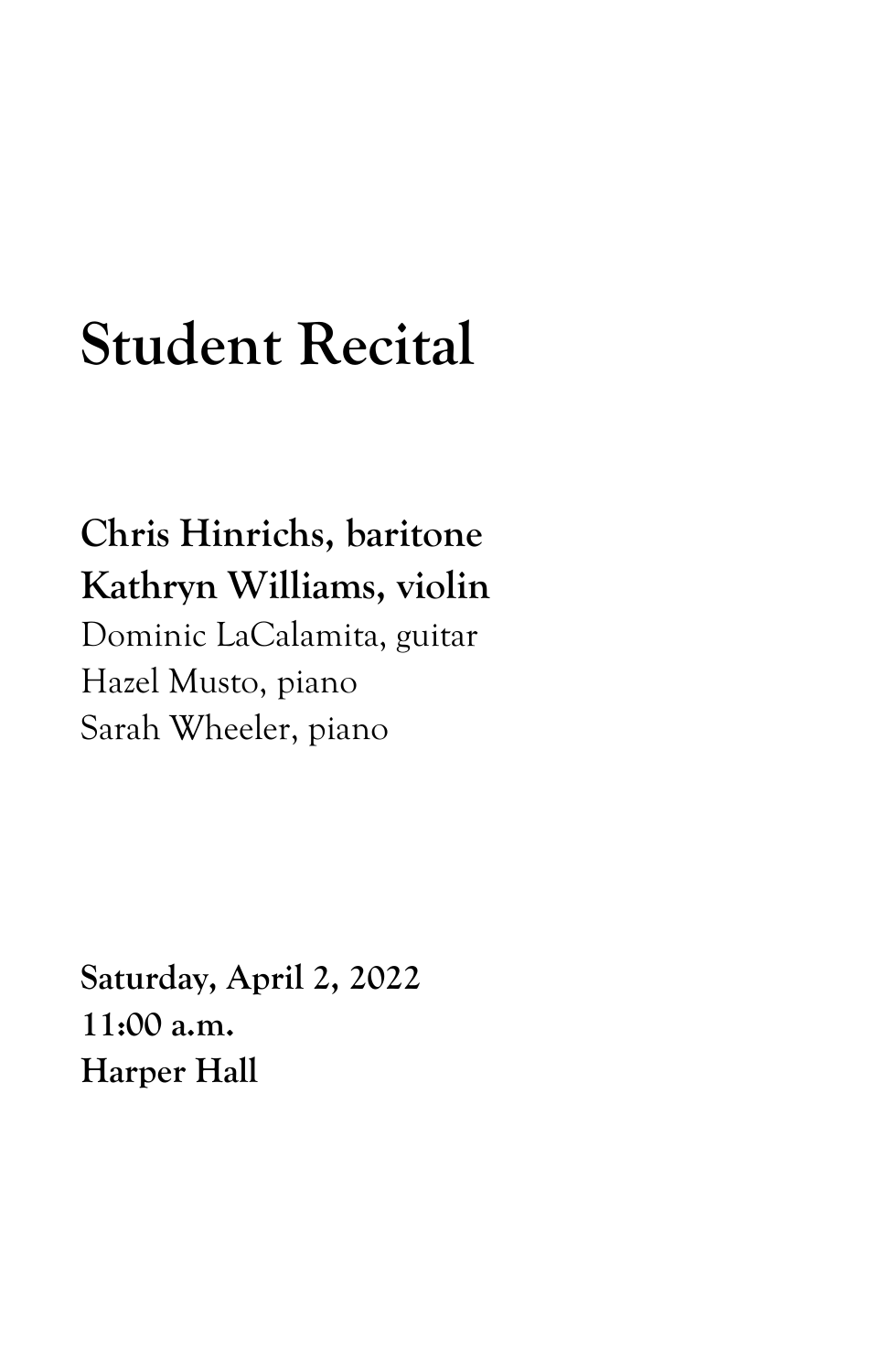# Student Recital

**Chris Hinrichs, baritone**
**Kathryn Williams, violin**
Dominic LaCalamita, guitar
Hazel Musto, piano
Sarah Wheeler, piano

**Saturday, April 2, 2022**
**11:00 a.m.**
**Harper Hall**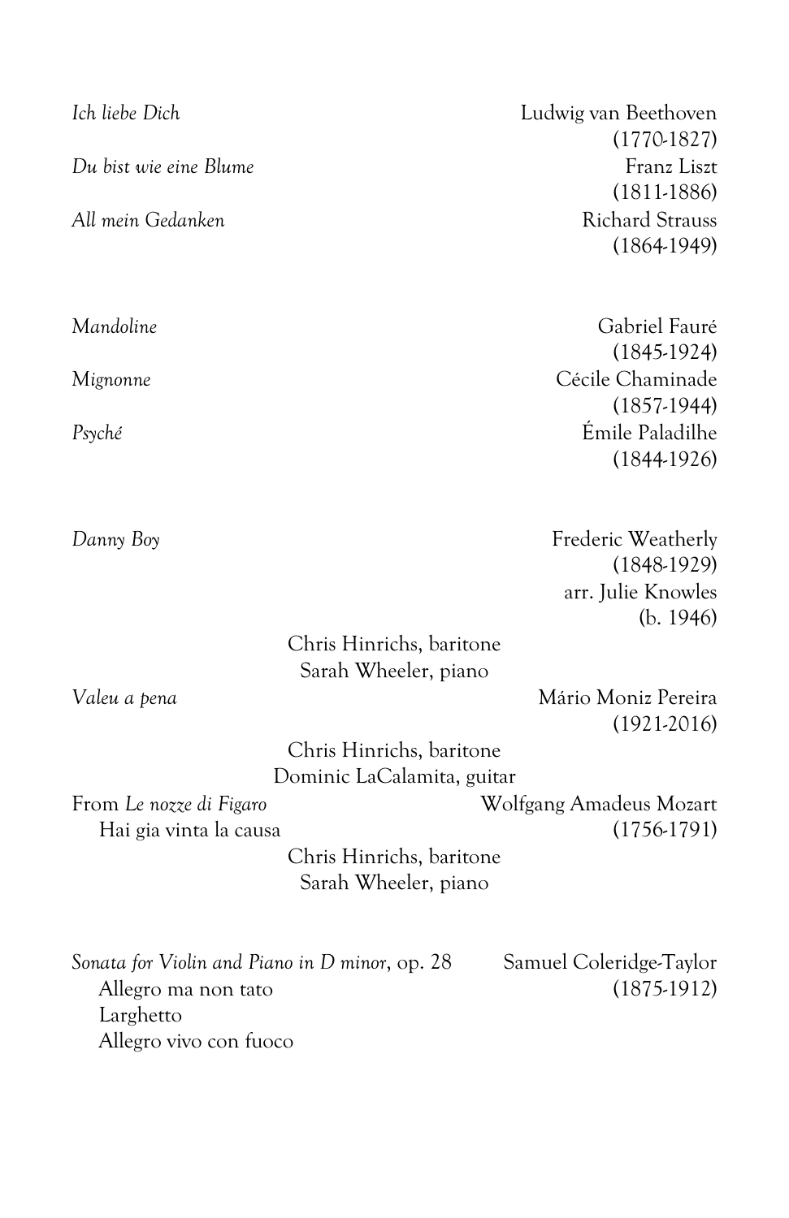*Ich liebe Dich* — Ludwig van Beethoven (1770-1827)

*Du bist wie eine Blume* — Franz Liszt (1811-1886)

*All mein Gedanken* — Richard Strauss (1864-1949)

*Mandoline* — Gabriel Fauré (1845-1924)

*Mignonne* — Cécile Chaminade (1857-1944)

*Psyché* — Émile Paladilhe (1844-1926)

*Danny Boy* — Frederic Weatherly (1848-1929), arr. Julie Knowles (b. 1946)

Chris Hinrichs, baritone
Sarah Wheeler, piano

*Valeu a pena* — Mário Moniz Pereira (1921-2016)

Chris Hinrichs, baritone
Dominic LaCalamita, guitar

From *Le nozze di Figaro* — Wolfgang Amadeus Mozart (1756-1791)
- Hai gia vinta la causa

Chris Hinrichs, baritone
Sarah Wheeler, piano

*Sonata for Violin and Piano in D minor*, op. 28 — Samuel Coleridge-Taylor (1875-1912)
- Allegro ma non tato
- Larghetto
- Allegro vivo con fuoco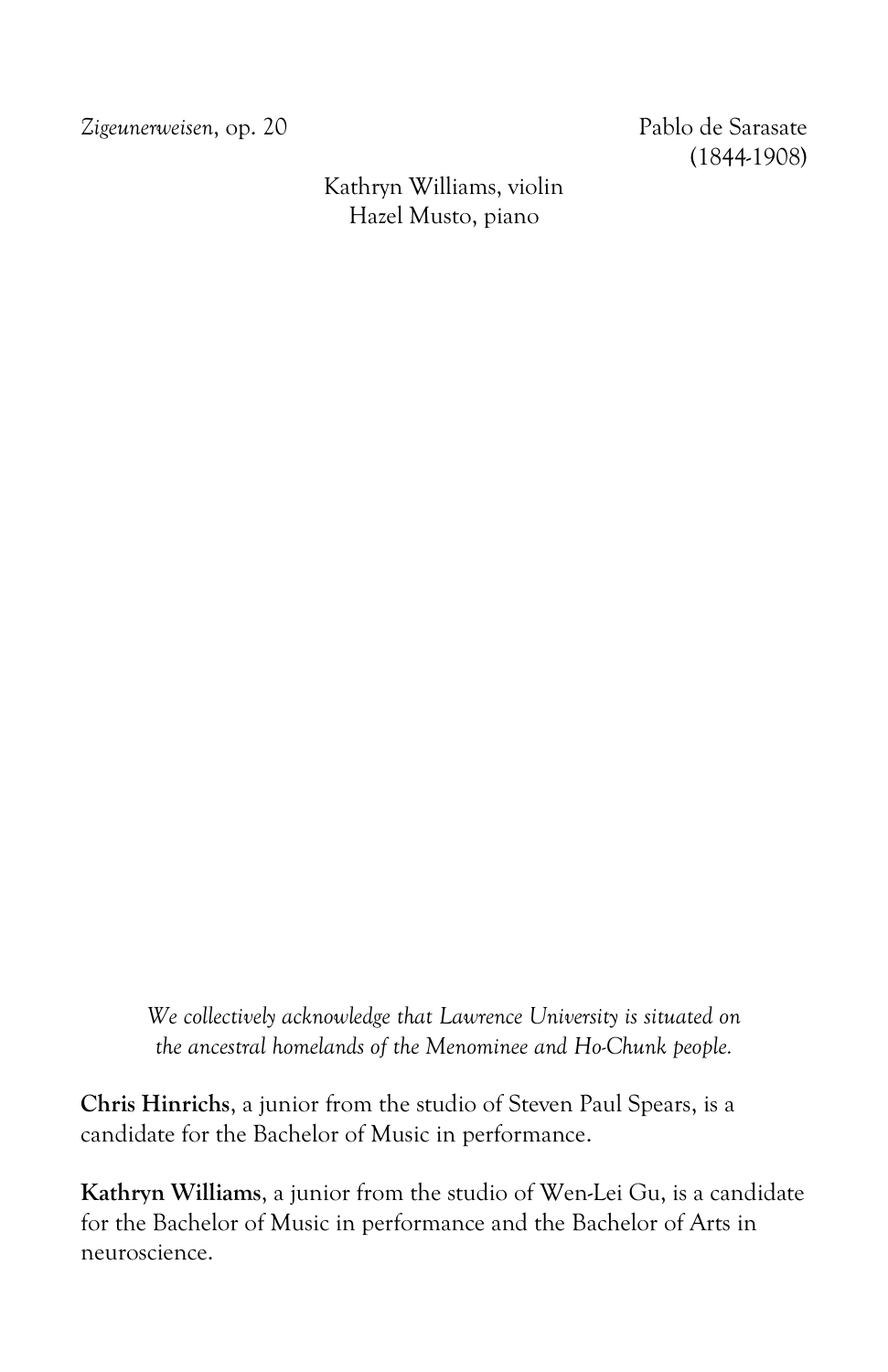*Zigeunerweisen*, op. 20 Pablo de Sarasate
(1844-1908)

Kathryn Williams, violin
Hazel Musto, piano

*We collectively acknowledge that Lawrence University is situated on the ancestral homelands of the Menominee and Ho-Chunk people.*

**Chris Hinrichs**, a junior from the studio of Steven Paul Spears, is a candidate for the Bachelor of Music in performance.

**Kathryn Williams**, a junior from the studio of Wen-Lei Gu, is a candidate for the Bachelor of Music in performance and the Bachelor of Arts in neuroscience.